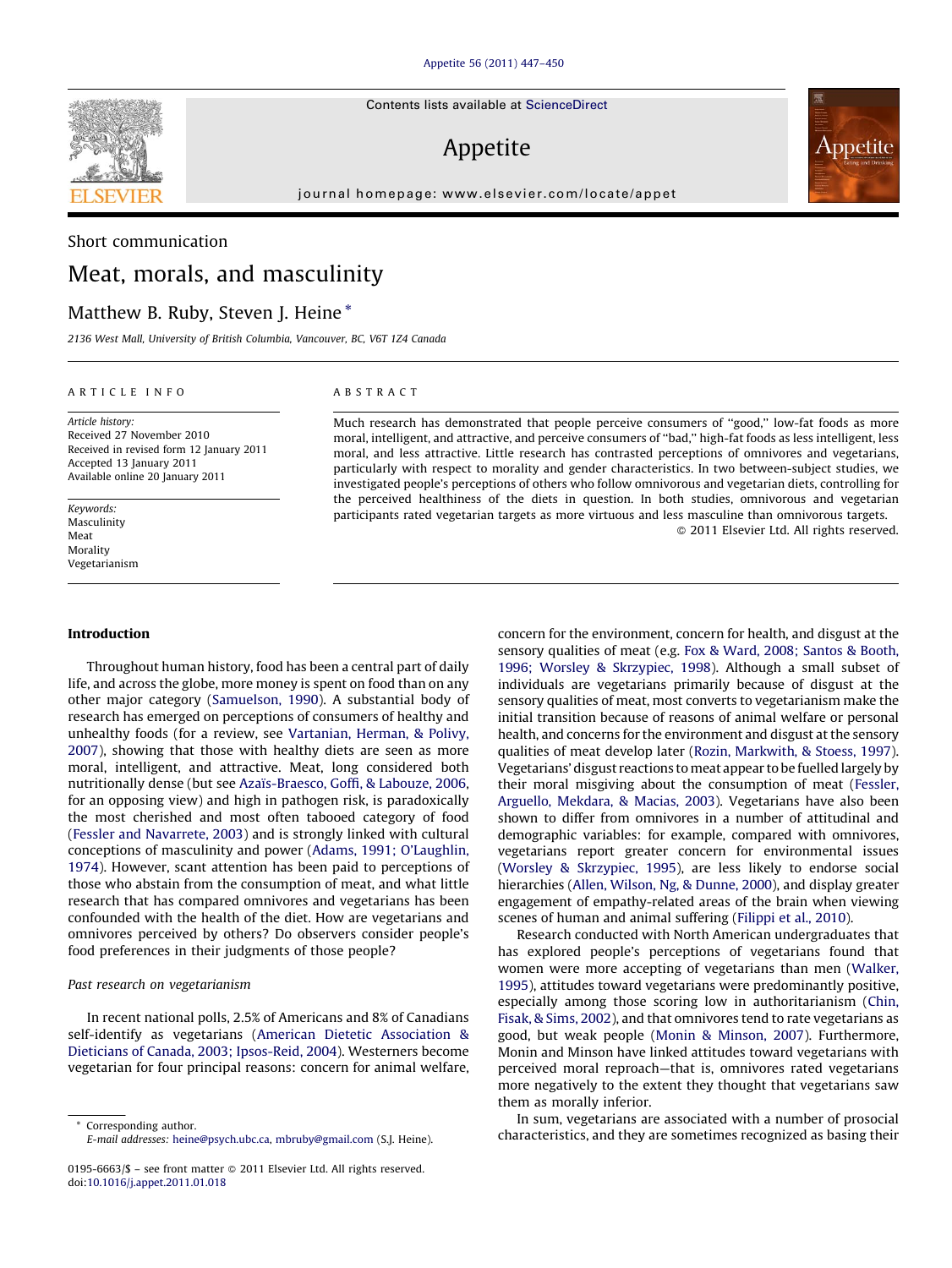Short communication

# Meat, morals, and masculinity

Matthew B. Ruby, Steven J. Heine *

2136 West Mall, University of British Columbia, Vancouver, BC, V6T 1Z4 Canada

ARTICLE INFO

*Article history:*
Received 27 November 2010
Received in revised form 12 January 2011
Accepted 13 January 2011
Available online 20 January 2011

*Keywords:*
Masculinity
Meat
Morality
Vegetarianism

ABSTRACT

Much research has demonstrated that people perceive consumers of "good," low-fat foods as more moral, intelligent, and attractive, and perceive consumers of "bad," high-fat foods as less intelligent, less moral, and less attractive. Little research has contrasted perceptions of omnivores and vegetarians, particularly with respect to morality and gender characteristics. In two between-subject studies, we investigated people's perceptions of others who follow omnivorous and vegetarian diets, controlling for the perceived healthiness of the diets in question. In both studies, omnivorous and vegetarian participants rated vegetarian targets as more virtuous and less masculine than omnivorous targets.

© 2011 Elsevier Ltd. All rights reserved.

## Introduction

Throughout human history, food has been a central part of daily life, and across the globe, more money is spent on food than on any other major category (Samuelson, 1990). A substantial body of research has emerged on perceptions of consumers of healthy and unhealthy foods (for a review, see Vartanian, Herman, & Polivy, 2007), showing that those with healthy diets are seen as more moral, intelligent, and attractive. Meat, long considered both nutritionally dense (but see Azaïs-Braesco, Goffi, & Labouze, 2006, for an opposing view) and high in pathogen risk, is paradoxically the most cherished and most often tabooed category of food (Fessler and Navarrete, 2003) and is strongly linked with cultural conceptions of masculinity and power (Adams, 1991; O'Laughlin, 1974). However, scant attention has been paid to perceptions of those who abstain from the consumption of meat, and what little research that has compared omnivores and vegetarians has been confounded with the health of the diet. How are vegetarians and omnivores perceived by others? Do observers consider people's food preferences in their judgments of those people?

### Past research on vegetarianism

In recent national polls, 2.5% of Americans and 8% of Canadians self-identify as vegetarians (American Dietetic Association & Dieticians of Canada, 2003; Ipsos-Reid, 2004). Westerners become vegetarian for four principal reasons: concern for animal welfare, concern for the environment, concern for health, and disgust at the sensory qualities of meat (e.g. Fox & Ward, 2008; Santos & Booth, 1996; Worsley & Skrzypiec, 1998). Although a small subset of individuals are vegetarians primarily because of disgust at the sensory qualities of meat, most converts to vegetarianism make the initial transition because of reasons of animal welfare or personal health, and concerns for the environment and disgust at the sensory qualities of meat develop later (Rozin, Markwith, & Stoess, 1997). Vegetarians' disgust reactions to meat appear to be fuelled largely by their moral misgiving about the consumption of meat (Fessler, Arguello, Mekdara, & Macias, 2003). Vegetarians have also been shown to differ from omnivores in a number of attitudinal and demographic variables: for example, compared with omnivores, vegetarians report greater concern for environmental issues (Worsley & Skrzypiec, 1995), are less likely to endorse social hierarchies (Allen, Wilson, Ng, & Dunne, 2000), and display greater engagement of empathy-related areas of the brain when viewing scenes of human and animal suffering (Filippi et al., 2010).

Research conducted with North American undergraduates that has explored people's perceptions of vegetarians found that women were more accepting of vegetarians than men (Walker, 1995), attitudes toward vegetarians were predominantly positive, especially among those scoring low in authoritarianism (Chin, Fisak, & Sims, 2002), and that omnivores tend to rate vegetarians as good, but weak people (Monin & Minson, 2007). Furthermore, Monin and Minson have linked attitudes toward vegetarians with perceived moral reproach—that is, omnivores rated vegetarians more negatively to the extent they thought that vegetarians saw them as morally inferior.

In sum, vegetarians are associated with a number of prosocial characteristics, and they are sometimes recognized as basing their

* Corresponding author.
E-mail addresses: heine@psych.ubc.ca, mbruby@gmail.com (S.J. Heine).

0195-6663/$ – see front matter © 2011 Elsevier Ltd. All rights reserved.
doi:10.1016/j.appet.2011.01.018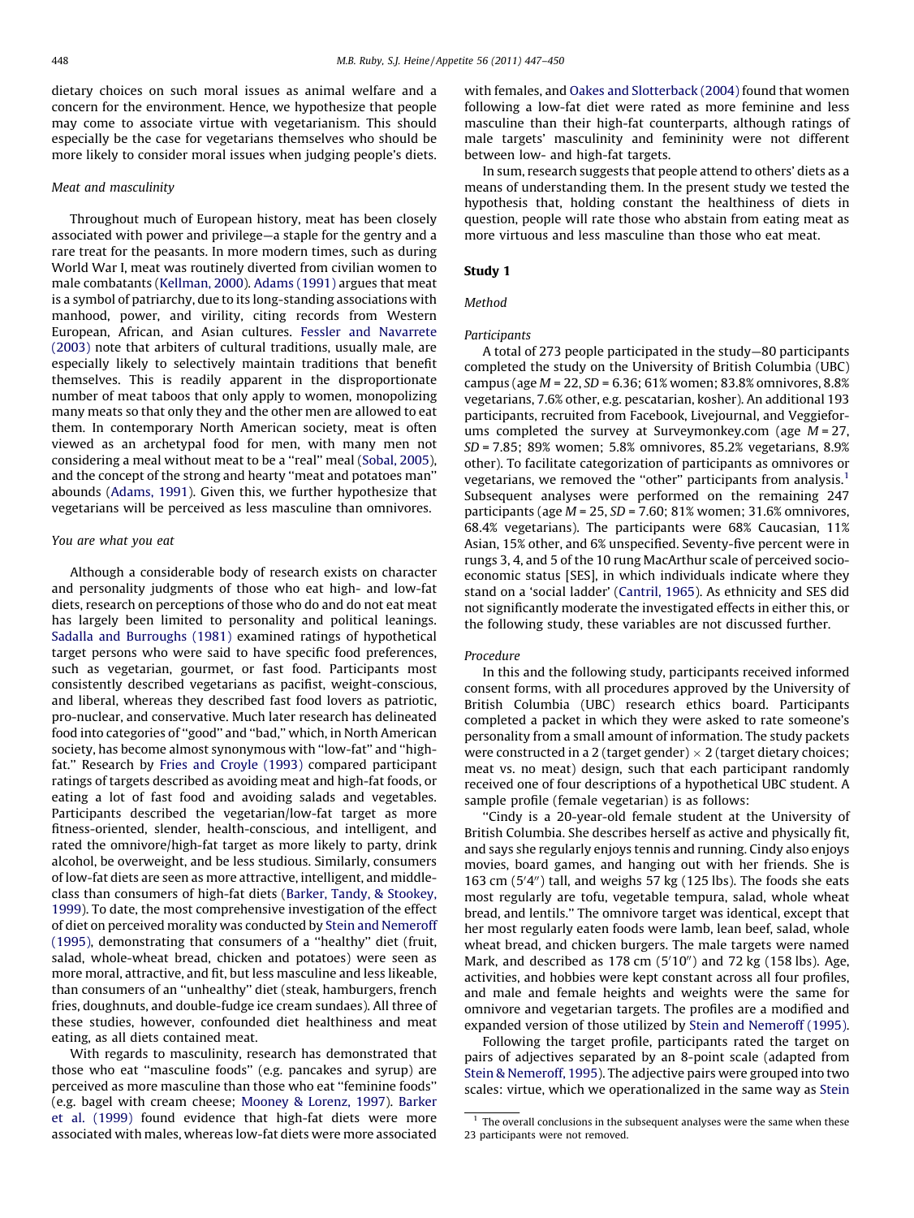dietary choices on such moral issues as animal welfare and a concern for the environment. Hence, we hypothesize that people may come to associate virtue with vegetarianism. This should especially be the case for vegetarians themselves who should be more likely to consider moral issues when judging people's diets.

### Meat and masculinity

Throughout much of European history, meat has been closely associated with power and privilege—a staple for the gentry and a rare treat for the peasants. In more modern times, such as during World War I, meat was routinely diverted from civilian women to male combatants (Kellman, 2000). Adams (1991) argues that meat is a symbol of patriarchy, due to its long-standing associations with manhood, power, and virility, citing records from Western European, African, and Asian cultures. Fessler and Navarrete (2003) note that arbiters of cultural traditions, usually male, are especially likely to selectively maintain traditions that benefit themselves. This is readily apparent in the disproportionate number of meat taboos that only apply to women, monopolizing many meats so that only they and the other men are allowed to eat them. In contemporary North American society, meat is often viewed as an archetypal food for men, with many men not considering a meal without meat to be a ''real'' meal (Sobal, 2005), and the concept of the strong and hearty ''meat and potatoes man'' abounds (Adams, 1991). Given this, we further hypothesize that vegetarians will be perceived as less masculine than omnivores.

### You are what you eat

Although a considerable body of research exists on character and personality judgments of those who eat high- and low-fat diets, research on perceptions of those who do and do not eat meat has largely been limited to personality and political leanings. Sadalla and Burroughs (1981) examined ratings of hypothetical target persons who were said to have specific food preferences, such as vegetarian, gourmet, or fast food. Participants most consistently described vegetarians as pacifist, weight-conscious, and liberal, whereas they described fast food lovers as patriotic, pro-nuclear, and conservative. Much later research has delineated food into categories of ''good'' and ''bad,'' which, in North American society, has become almost synonymous with ''low-fat'' and ''high-fat.'' Research by Fries and Croyle (1993) compared participant ratings of targets described as avoiding meat and high-fat foods, or eating a lot of fast food and avoiding salads and vegetables. Participants described the vegetarian/low-fat target as more fitness-oriented, slender, health-conscious, and intelligent, and rated the omnivore/high-fat target as more likely to party, drink alcohol, be overweight, and be less studious. Similarly, consumers of low-fat diets are seen as more attractive, intelligent, and middle-class than consumers of high-fat diets (Barker, Tandy, & Stookey, 1999). To date, the most comprehensive investigation of the effect of diet on perceived morality was conducted by Stein and Nemeroff (1995), demonstrating that consumers of a ''healthy'' diet (fruit, salad, whole-wheat bread, chicken and potatoes) were seen as more moral, attractive, and fit, but less masculine and less likeable, than consumers of an ''unhealthy'' diet (steak, hamburgers, french fries, doughnuts, and double-fudge ice cream sundaes). All three of these studies, however, confounded diet healthiness and meat eating, as all diets contained meat.

With regards to masculinity, research has demonstrated that those who eat ''masculine foods'' (e.g. pancakes and syrup) are perceived as more masculine than those who eat ''feminine foods'' (e.g. bagel with cream cheese; Mooney & Lorenz, 1997). Barker et al. (1999) found evidence that high-fat diets were more associated with males, whereas low-fat diets were more associated with females, and Oakes and Slotterback (2004) found that women following a low-fat diet were rated as more feminine and less masculine than their high-fat counterparts, although ratings of male targets' masculinity and femininity were not different between low- and high-fat targets.

In sum, research suggests that people attend to others' diets as a means of understanding them. In the present study we tested the hypothesis that, holding constant the healthiness of diets in question, people will rate those who abstain from eating meat as more virtuous and less masculine than those who eat meat.

## Study 1

### Method

#### Participants

A total of 273 people participated in the study—80 participants completed the study on the University of British Columbia (UBC) campus (age $M = 22$, $SD = 6.36$; 61% women; 83.8% omnivores, 8.8% vegetarians, 7.6% other, e.g. pescatarian, kosher). An additional 193 participants, recruited from Facebook, Livejournal, and Veggieforums completed the survey at Surveymonkey.com (age $M = 27$, $SD = 7.85$; 89% women; 5.8% omnivores, 85.2% vegetarians, 8.9% other). To facilitate categorization of participants as omnivores or vegetarians, we removed the ''other'' participants from analysis.[1] Subsequent analyses were performed on the remaining 247 participants (age $M = 25$, $SD = 7.60$; 81% women; 31.6% omnivores, 68.4% vegetarians). The participants were 68% Caucasian, 11% Asian, 15% other, and 6% unspecified. Seventy-five percent were in rungs 3, 4, and 5 of the 10 rung MacArthur scale of perceived socioeconomic status [SES], in which individuals indicate where they stand on a 'social ladder' (Cantril, 1965). As ethnicity and SES did not significantly moderate the investigated effects in either this, or the following study, these variables are not discussed further.

#### Procedure

In this and the following study, participants received informed consent forms, with all procedures approved by the University of British Columbia (UBC) research ethics board. Participants completed a packet in which they were asked to rate someone's personality from a small amount of information. The study packets were constructed in a 2 (target gender) × 2 (target dietary choices; meat vs. no meat) design, such that each participant randomly received one of four descriptions of a hypothetical UBC student. A sample profile (female vegetarian) is as follows:

''Cindy is a 20-year-old female student at the University of British Columbia. She describes herself as active and physically fit, and says she regularly enjoys tennis and running. Cindy also enjoys movies, board games, and hanging out with her friends. She is 163 cm (5′4″) tall, and weighs 57 kg (125 lbs). The foods she eats most regularly are tofu, vegetable tempura, salad, whole wheat bread, and lentils.'' The omnivore target was identical, except that her most regularly eaten foods were lamb, lean beef, salad, whole wheat bread, and chicken burgers. The male targets were named Mark, and described as 178 cm (5′10″) and 72 kg (158 lbs). Age, activities, and hobbies were kept constant across all four profiles, and male and female heights and weights were the same for omnivore and vegetarian targets. The profiles are a modified and expanded version of those utilized by Stein and Nemeroff (1995).

Following the target profile, participants rated the target on pairs of adjectives separated by an 8-point scale (adapted from Stein & Nemeroff, 1995). The adjective pairs were grouped into two scales: virtue, which we operationalized in the same way as Stein

---

[1] The overall conclusions in the subsequent analyses were the same when these 23 participants were not removed.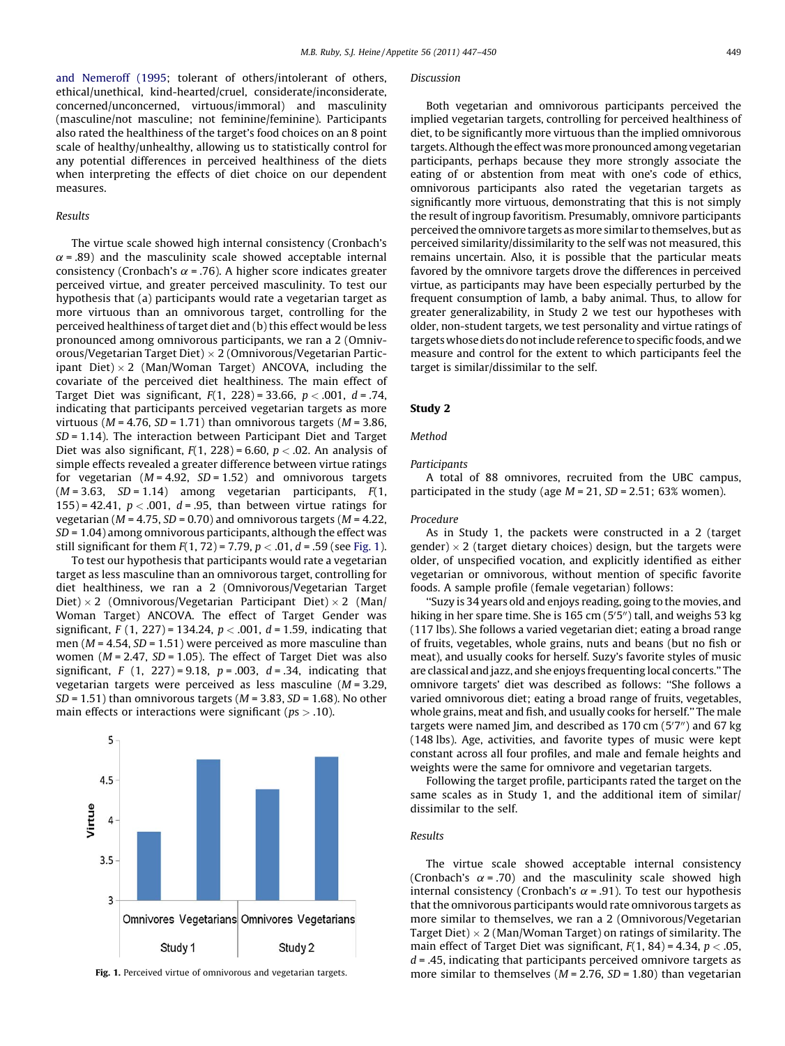and Nemeroff (1995; tolerant of others/intolerant of others, ethical/unethical, kind-hearted/cruel, considerate/inconsiderate, concerned/unconcerned, virtuous/immoral) and masculinity (masculine/not masculine; not feminine/feminine). Participants also rated the healthiness of the target's food choices on an 8 point scale of healthy/unhealthy, allowing us to statistically control for any potential differences in perceived healthiness of the diets when interpreting the effects of diet choice on our dependent measures.

### *Results*

The virtue scale showed high internal consistency (Cronbach's $\alpha$ = .89) and the masculinity scale showed acceptable internal consistency (Cronbach's $\alpha$ = .76). A higher score indicates greater perceived virtue, and greater perceived masculinity. To test our hypothesis that (a) participants would rate a vegetarian target as more virtuous than an omnivorous target, controlling for the perceived healthiness of target diet and (b) this effect would be less pronounced among omnivorous participants, we ran a 2 (Omnivorous/Vegetarian Target Diet) × 2 (Omnivorous/Vegetarian Participant Diet) × 2 (Man/Woman Target) ANCOVA, including the covariate of the perceived diet healthiness. The main effect of Target Diet was significant, $F(1, 228) = 33.66$, $p < .001$, $d = .74$, indicating that participants perceived vegetarian targets as more virtuous ($M = 4.76$, $SD = 1.71$) than omnivorous targets ($M = 3.86$, $SD = 1.14$). The interaction between Participant Diet and Target Diet was also significant, $F(1, 228) = 6.60$, $p < .02$. An analysis of simple effects revealed a greater difference between virtue ratings for vegetarian ($M = 4.92$, $SD = 1.52$) and omnivorous targets ($M = 3.63$, $SD = 1.14$) among vegetarian participants, $F(1, 155) = 42.41$, $p < .001$, $d = .95$, than between virtue ratings for vegetarian ($M = 4.75$, $SD = 0.70$) and omnivorous targets ($M = 4.22$, $SD = 1.04$) among omnivorous participants, although the effect was still significant for them $F(1, 72) = 7.79$, $p < .01$, $d = .59$ (see Fig. 1).

To test our hypothesis that participants would rate a vegetarian target as less masculine than an omnivorous target, controlling for diet healthiness, we ran a 2 (Omnivorous/Vegetarian Target Diet) × 2 (Omnivorous/Vegetarian Participant Diet) × 2 (Man/Woman Target) ANCOVA. The effect of Target Gender was significant, $F(1, 227) = 134.24$, $p < .001$, $d = 1.59$, indicating that men ($M = 4.54$, $SD = 1.51$) were perceived as more masculine than women ($M = 2.47$, $SD = 1.05$). The effect of Target Diet was also significant, $F(1, 227) = 9.18$, $p = .003$, $d = .34$, indicating that vegetarian targets were perceived as less masculine ($M = 3.29$, $SD = 1.51$) than omnivorous targets ($M = 3.83$, $SD = 1.68$). No other main effects or interactions were significant ($ps > .10$).

| Virtue | Study 1 Omnivores | Study 1 Vegetarians | Study 2 Omnivores | Study 2 Vegetarians |
|---|---|---|---|---|
| (approx.) | 3.86 | 4.76 | 4.4 | 4.8 |

**Fig. 1.** Perceived virtue of omnivorous and vegetarian targets.

### *Discussion*

Both vegetarian and omnivorous participants perceived the implied vegetarian targets, controlling for perceived healthiness of diet, to be significantly more virtuous than the implied omnivorous targets. Although the effect was more pronounced among vegetarian participants, perhaps because they more strongly associate the eating of or abstention from meat with one's code of ethics, omnivorous participants also rated the vegetarian targets as significantly more virtuous, demonstrating that this is not simply the result of ingroup favoritism. Presumably, omnivore participants perceived the omnivore targets as more similar to themselves, but as perceived similarity/dissimilarity to the self was not measured, this remains uncertain. Also, it is possible that the particular meats favored by the omnivore targets drove the differences in perceived virtue, as participants may have been especially perturbed by the frequent consumption of lamb, a baby animal. Thus, to allow for greater generalizability, in Study 2 we test our hypotheses with older, non-student targets, we test personality and virtue ratings of targets whose diets do not include reference to specific foods, and we measure and control for the extent to which participants feel the target is similar/dissimilar to the self.

## Study 2

### *Method*

#### *Participants*

A total of 88 omnivores, recruited from the UBC campus, participated in the study (age $M = 21$, $SD = 2.51$; 63% women).

#### *Procedure*

As in Study 1, the packets were constructed in a 2 (target gender) × 2 (target dietary choices) design, but the targets were older, of unspecified vocation, and explicitly identified as either vegetarian or omnivorous, without mention of specific favorite foods. A sample profile (female vegetarian) follows:

"Suzy is 34 years old and enjoys reading, going to the movies, and hiking in her spare time. She is 165 cm (5′5″) tall, and weighs 53 kg (117 lbs). She follows a varied vegetarian diet; eating a broad range of fruits, vegetables, whole grains, nuts and beans (but no fish or meat), and usually cooks for herself. Suzy's favorite styles of music are classical and jazz, and she enjoys frequenting local concerts." The omnivore targets' diet was described as follows: "She follows a varied omnivorous diet; eating a broad range of fruits, vegetables, whole grains, meat and fish, and usually cooks for herself." The male targets were named Jim, and described as 170 cm (5′7″) and 67 kg (148 lbs). Age, activities, and favorite types of music were kept constant across all four profiles, and male and female heights and weights were the same for omnivore and vegetarian targets.

Following the target profile, participants rated the target on the same scales as in Study 1, and the additional item of similar/dissimilar to the self.

### *Results*

The virtue scale showed acceptable internal consistency (Cronbach's $\alpha$ = .70) and the masculinity scale showed high internal consistency (Cronbach's $\alpha$ = .91). To test our hypothesis that the omnivorous participants would rate omnivorous targets as more similar to themselves, we ran a 2 (Omnivorous/Vegetarian Target Diet) × 2 (Man/Woman Target) on ratings of similarity. The main effect of Target Diet was significant, $F(1, 84) = 4.34$, $p < .05$, $d = .45$, indicating that participants perceived omnivore targets as more similar to themselves ($M = 2.76$, $SD = 1.80$) than vegetarian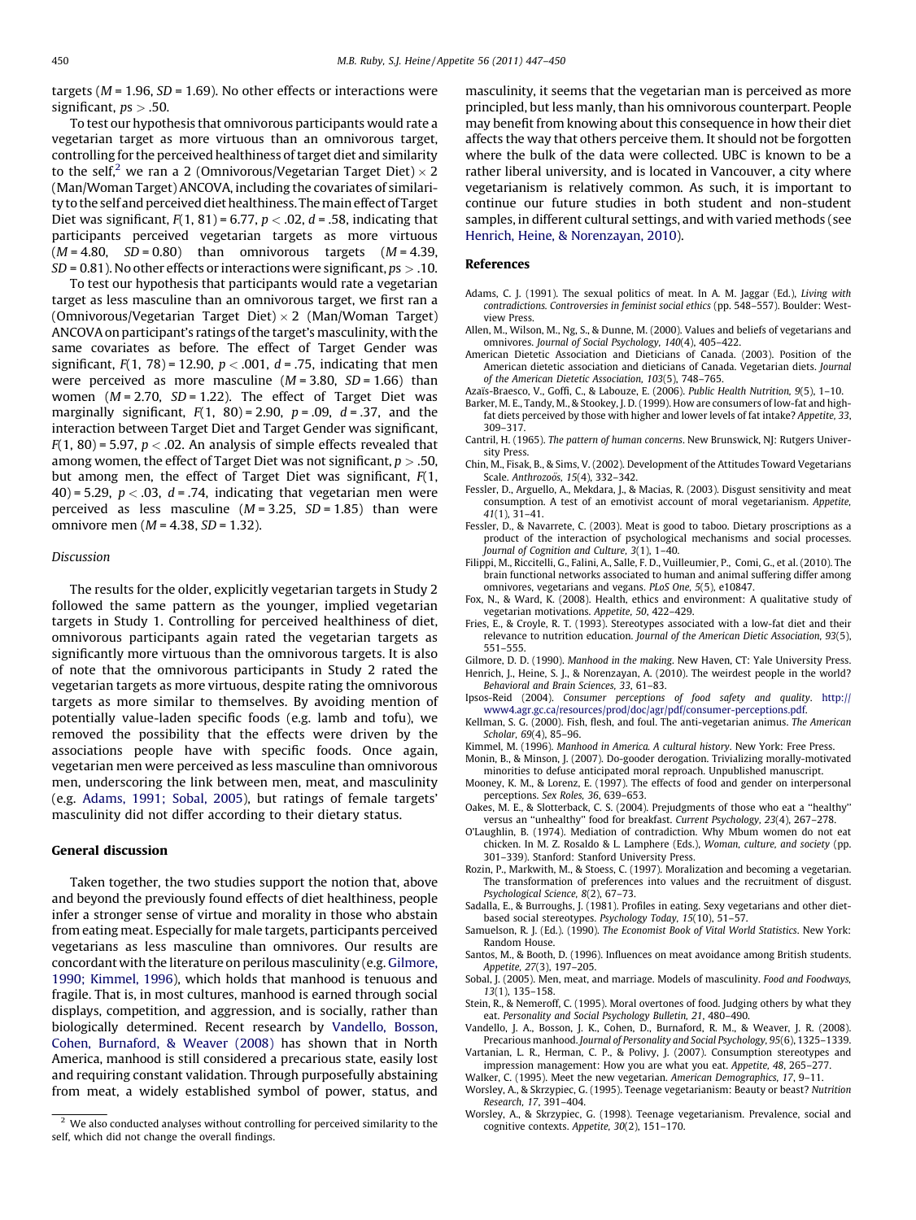targets ($M$ = 1.96, $SD$ = 1.69). No other effects or interactions were significant, $ps > .50$.

To test our hypothesis that omnivorous participants would rate a vegetarian target as more virtuous than an omnivorous target, controlling for the perceived healthiness of target diet and similarity to the self,[2] we ran a 2 (Omnivorous/Vegetarian Target Diet) × 2 (Man/Woman Target) ANCOVA, including the covariates of similarity to the self and perceived diet healthiness. The main effect of Target Diet was significant, $F(1, 81) = 6.77$, $p < .02$, $d = .58$, indicating that participants perceived vegetarian targets as more virtuous ($M$ = 4.80, $SD$ = 0.80) than omnivorous targets ($M$ = 4.39, $SD$ = 0.81). No other effects or interactions were significant, $ps > .10$.

To test our hypothesis that participants would rate a vegetarian target as less masculine than an omnivorous target, we first ran a (Omnivorous/Vegetarian Target Diet) × 2 (Man/Woman Target) ANCOVA on participant's ratings of the target's masculinity, with the same covariates as before. The effect of Target Gender was significant, $F(1, 78) = 12.90$, $p < .001$, $d = .75$, indicating that men were perceived as more masculine ($M$ = 3.80, $SD$ = 1.66) than women ($M$ = 2.70, $SD$ = 1.22). The effect of Target Diet was marginally significant, $F(1, 80) = 2.90$, $p = .09$, $d = .37$, and the interaction between Target Diet and Target Gender was significant, $F(1, 80) = 5.97$, $p < .02$. An analysis of simple effects revealed that among women, the effect of Target Diet was not significant, $p > .50$, but among men, the effect of Target Diet was significant, $F(1, 40) = 5.29$, $p < .03$, $d = .74$, indicating that vegetarian men were perceived as less masculine ($M$ = 3.25, $SD$ = 1.85) than were omnivore men ($M$ = 4.38, $SD$ = 1.32).

### *Discussion*

The results for the older, explicitly vegetarian targets in Study 2 followed the same pattern as the younger, implied vegetarian targets in Study 1. Controlling for perceived healthiness of diet, omnivorous participants again rated the vegetarian targets as significantly more virtuous than the omnivorous targets. It is also of note that the omnivorous participants in Study 2 rated the vegetarian targets as more virtuous, despite rating the omnivorous targets as more similar to themselves. By avoiding mention of potentially value-laden specific foods (e.g. lamb and tofu), we removed the possibility that the effects were driven by the associations people have with specific foods. Once again, vegetarian men were perceived as less masculine than omnivorous men, underscoring the link between men, meat, and masculinity (e.g. Adams, 1991; Sobal, 2005), but ratings of female targets' masculinity did not differ according to their dietary status.

## General discussion

Taken together, the two studies support the notion that, above and beyond the previously found effects of diet healthiness, people infer a stronger sense of virtue and morality in those who abstain from eating meat. Especially for male targets, participants perceived vegetarians as less masculine than omnivores. Our results are concordant with the literature on perilous masculinity (e.g. Gilmore, 1990; Kimmel, 1996), which holds that manhood is tenuous and fragile. That is, in most cultures, manhood is earned through social displays, competition, and aggression, and is socially, rather than biologically determined. Recent research by Vandello, Bosson, Cohen, Burnaford, & Weaver (2008) has shown that in North America, manhood is still considered a precarious state, easily lost and requiring constant validation. Through purposefully abstaining from meat, a widely established symbol of power, status, and masculinity, it seems that the vegetarian man is perceived as more principled, but less manly, than his omnivorous counterpart. People may benefit from knowing about this consequence in how their diet affects the way that others perceive them. It should not be forgotten where the bulk of the data were collected. UBC is known to be a rather liberal university, and is located in Vancouver, a city where vegetarianism is relatively common. As such, it is important to continue our future studies in both student and non-student samples, in different cultural settings, and with varied methods (see Henrich, Heine, & Norenzayan, 2010).

[2] We also conducted analyses without controlling for perceived similarity to the self, which did not change the overall findings.

## References

Adams, C. J. (1991). The sexual politics of meat. In A. M. Jaggar (Ed.), *Living with contradictions. Controversies in feminist social ethics* (pp. 548–557). Boulder: Westview Press.

Allen, M., Wilson, M., Ng, S., & Dunne, M. (2000). Values and beliefs of vegetarians and omnivores. *Journal of Social Psychology, 140*(4), 405–422.

American Dietetic Association and Dieticians of Canada. (2003). Position of the American dietetic association and dieticians of Canada. Vegetarian diets. *Journal of the American Dietetic Association, 103*(5), 748–765.

Azaïs-Braesco, V., Goffi, C., & Labouze, E. (2006). *Public Health Nutrition, 9*(5), 1–10.

Barker, M. E., Tandy, M., & Stookey, J. D. (1999). How are consumers of low-fat and high-fat diets perceived by those with higher and lower levels of fat intake? *Appetite, 33*, 309–317.

Cantril, H. (1965). *The pattern of human concerns*. New Brunswick, NJ: Rutgers University Press.

Chin, M., Fisak, B., & Sims, V. (2002). Development of the Attitudes Toward Vegetarians Scale. *Anthrozoös, 15*(4), 332–342.

Fessler, D., Arguello, A., Mekdara, J., & Macias, R. (2003). Disgust sensitivity and meat consumption. A test of an emotivist account of moral vegetarianism. *Appetite, 41*(1), 31–41.

Fessler, D., & Navarrete, C. (2003). Meat is good to taboo. Dietary proscriptions as a product of the interaction of psychological mechanisms and social processes. *Journal of Cognition and Culture, 3*(1), 1–40.

Filippi, M., Riccitelli, G., Falini, A., Salle, F. D., Vuilleumier, P., Comi, G., et al. (2010). The brain functional networks associated to human and animal suffering differ among omnivores, vegetarians and vegans. *PLoS One, 5*(5), e10847.

Fox, N., & Ward, K. (2008). Health, ethics and environment: A qualitative study of vegetarian motivations. *Appetite, 50*, 422–429.

Fries, E., & Croyle, R. T. (1993). Stereotypes associated with a low-fat diet and their relevance to nutrition education. *Journal of the American Dietic Association, 93*(5), 551–555.

Gilmore, D. D. (1990). *Manhood in the making*. New Haven, CT: Yale University Press.

Henrich, J., Heine, S. J., & Norenzayan, A. (2010). The weirdest people in the world? *Behavioral and Brain Sciences, 33*, 61–83.

Ipsos-Reid (2004). *Consumer perceptions of food safety and quality*. http://www4.agr.gc.ca/resources/prod/doc/agr/pdf/consumer-perceptions.pdf.

Kellman, S. G. (2000). Fish, flesh, and foul. The anti-vegetarian animus. *The American Scholar, 69*(4), 85–96.

Kimmel, M. (1996). *Manhood in America. A cultural history*. New York: Free Press.

Monin, B., & Minson, J. (2007). Do-gooder derogation. Trivializing morally-motivated minorities to defuse anticipated moral reproach. Unpublished manuscript.

Mooney, K. M., & Lorenz, E. (1997). The effects of food and gender on interpersonal perceptions. *Sex Roles, 36*, 639–653.

Oakes, M. E., & Slotterback, C. S. (2004). Prejudgments of those who eat a "healthy" versus an "unhealthy" food for breakfast. *Current Psychology, 23*(4), 267–278.

O'Laughlin, B. (1974). Mediation of contradiction. Why Mbum women do not eat chicken. In M. Z. Rosaldo & L. Lamphere (Eds.), *Woman, culture, and society* (pp. 301–339). Stanford: Stanford University Press.

Rozin, P., Markwith, M., & Stoess, C. (1997). Moralization and becoming a vegetarian. The transformation of preferences into values and the recruitment of disgust. *Psychological Science, 8*(2), 67–73.

Sadalla, E., & Burroughs, J. (1981). Profiles in eating. Sexy vegetarians and other diet-based social stereotypes. *Psychology Today, 15*(10), 51–57.

Samuelson, R. J. (Ed.). (1990). *The Economist Book of Vital World Statistics*. New York: Random House.

Santos, M., & Booth, D. (1996). Influences on meat avoidance among British students. *Appetite, 27*(3), 197–205.

Sobal, J. (2005). Men, meat, and marriage. Models of masculinity. *Food and Foodways, 13*(1), 135–158.

Stein, R., & Nemeroff, C. (1995). Moral overtones of food. Judging others by what they eat. *Personality and Social Psychology Bulletin, 21*, 480–490.

Vandello, J. A., Bosson, J. K., Cohen, D., Burnaford, R. M., & Weaver, J. R. (2008). Precarious manhood. *Journal of Personality and Social Psychology, 95*(6), 1325–1339.

Vartanian, L. R., Herman, C. P., & Polivy, J. (2007). Consumption stereotypes and impression management: How you are what you eat. *Appetite, 48*, 265–277.

Walker, C. (1995). Meet the new vegetarian. *American Demographics, 17*, 9–11.

Worsley, A., & Skrzypiec, G. (1995). Teenage vegetarianism: Beauty or beast? *Nutrition Research, 17*, 391–404.

Worsley, A., & Skrzypiec, G. (1998). Teenage vegetarianism. Prevalence, social and cognitive contexts. *Appetite, 30*(2), 151–170.